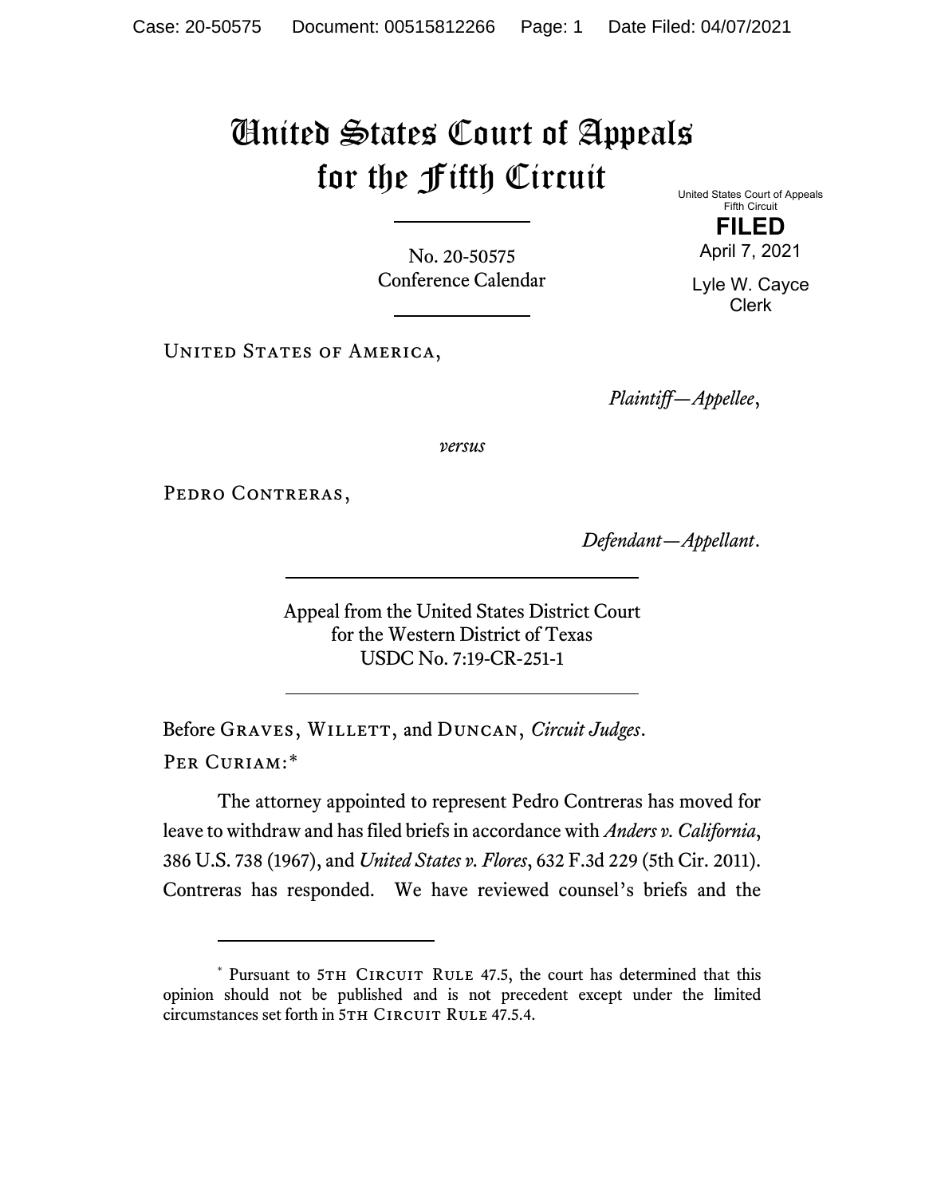# United States Court of Appeals for the Fifth Circuit

United States Court of Appeals
Fifth Circuit

**FILED**

April 7, 2021

Lyle W. Cayce
Clerk

No. 20-50575
Conference Calendar

UNITED STATES OF AMERICA,

*Plaintiff—Appellee*,

*versus*

PEDRO CONTRERAS,

*Defendant—Appellant*.

Appeal from the United States District Court
for the Western District of Texas
USDC No. 7:19-CR-251-1

Before GRAVES, WILLETT, and DUNCAN, *Circuit Judges*.

PER CURIAM:*

The attorney appointed to represent Pedro Contreras has moved for leave to withdraw and has filed briefs in accordance with *Anders v. California*, 386 U.S. 738 (1967), and *United States v. Flores*, 632 F.3d 229 (5th Cir. 2011). Contreras has responded. We have reviewed counsel's briefs and the

---

\* Pursuant to 5TH CIRCUIT RULE 47.5, the court has determined that this opinion should not be published and is not precedent except under the limited circumstances set forth in 5TH CIRCUIT RULE 47.5.4.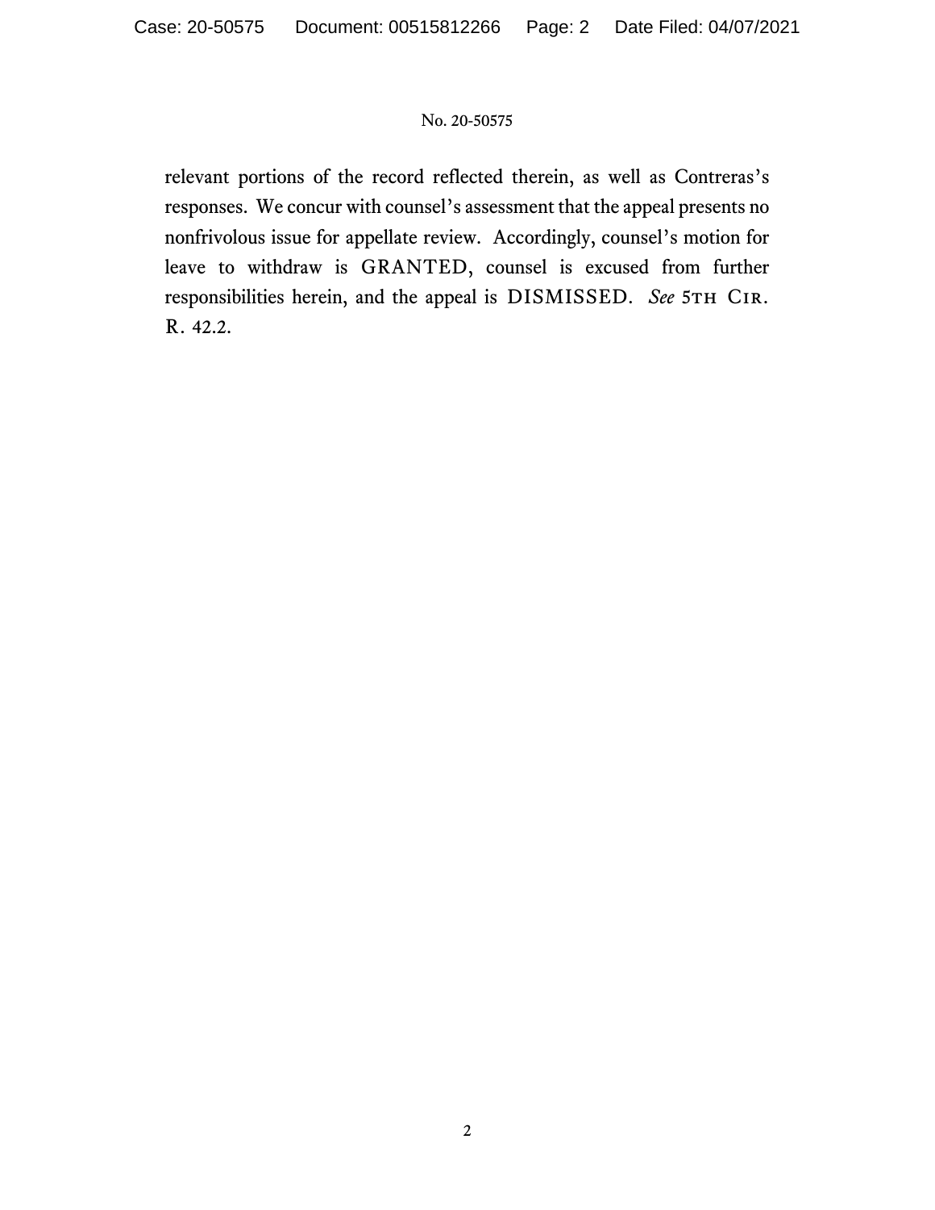relevant portions of the record reflected therein, as well as Contreras's responses. We concur with counsel's assessment that the appeal presents no nonfrivolous issue for appellate review. Accordingly, counsel's motion for leave to withdraw is GRANTED, counsel is excused from further responsibilities herein, and the appeal is DISMISSED. *See* 5TH CIR. R. 42.2.